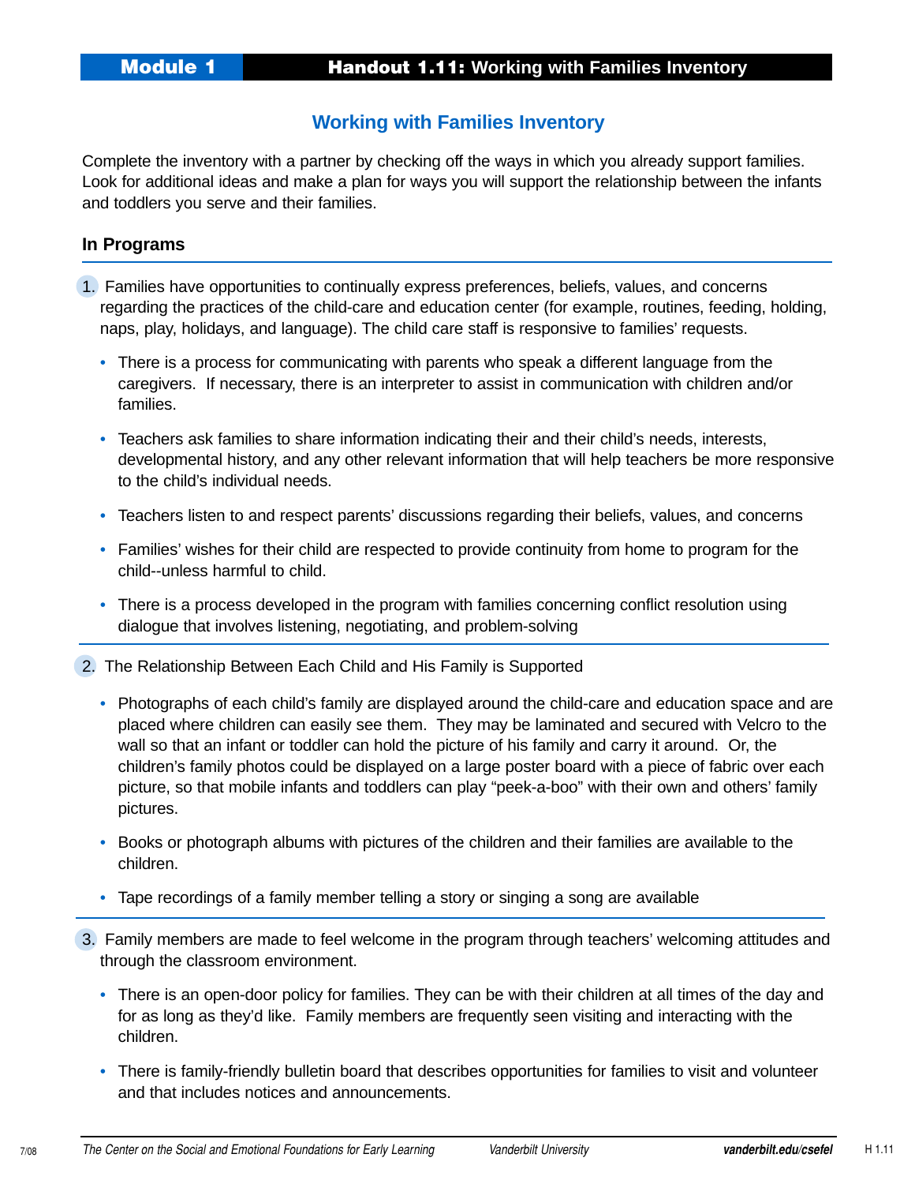# Working with Families Inventory

Complete the inventory with a partner by checking off the ways in which you already support families. Look for additional ideas and make a plan for ways you will support the relationship between the infants and toddlers you serve and their families.

## In Programs

1. Families have opportunities to continually express preferences, beliefs, values, and concerns regarding the practices of the child-care and education center (for example, routines, feeding, holding, naps, play, holidays, and language). The child care staff is responsive to families' requests.

   - There is a process for communicating with parents who speak a different language from the caregivers. If necessary, there is an interpreter to assist in communication with children and/or families.
   - Teachers ask families to share information indicating their and their child's needs, interests, developmental history, and any other relevant information that will help teachers be more responsive to the child's individual needs.
   - Teachers listen to and respect parents' discussions regarding their beliefs, values, and concerns
   - Families' wishes for their child are respected to provide continuity from home to program for the child--unless harmful to child.
   - There is a process developed in the program with families concerning conflict resolution using dialogue that involves listening, negotiating, and problem-solving

2. The Relationship Between Each Child and His Family is Supported

   - Photographs of each child's family are displayed around the child-care and education space and are placed where children can easily see them. They may be laminated and secured with Velcro to the wall so that an infant or toddler can hold the picture of his family and carry it around. Or, the children's family photos could be displayed on a large poster board with a piece of fabric over each picture, so that mobile infants and toddlers can play "peek-a-boo" with their own and others' family pictures.
   - Books or photograph albums with pictures of the children and their families are available to the children.
   - Tape recordings of a family member telling a story or singing a song are available

3. Family members are made to feel welcome in the program through teachers' welcoming attitudes and through the classroom environment.

   - There is an open-door policy for families. They can be with their children at all times of the day and for as long as they'd like. Family members are frequently seen visiting and interacting with the children.
   - There is family-friendly bulletin board that describes opportunities for families to visit and volunteer and that includes notices and announcements.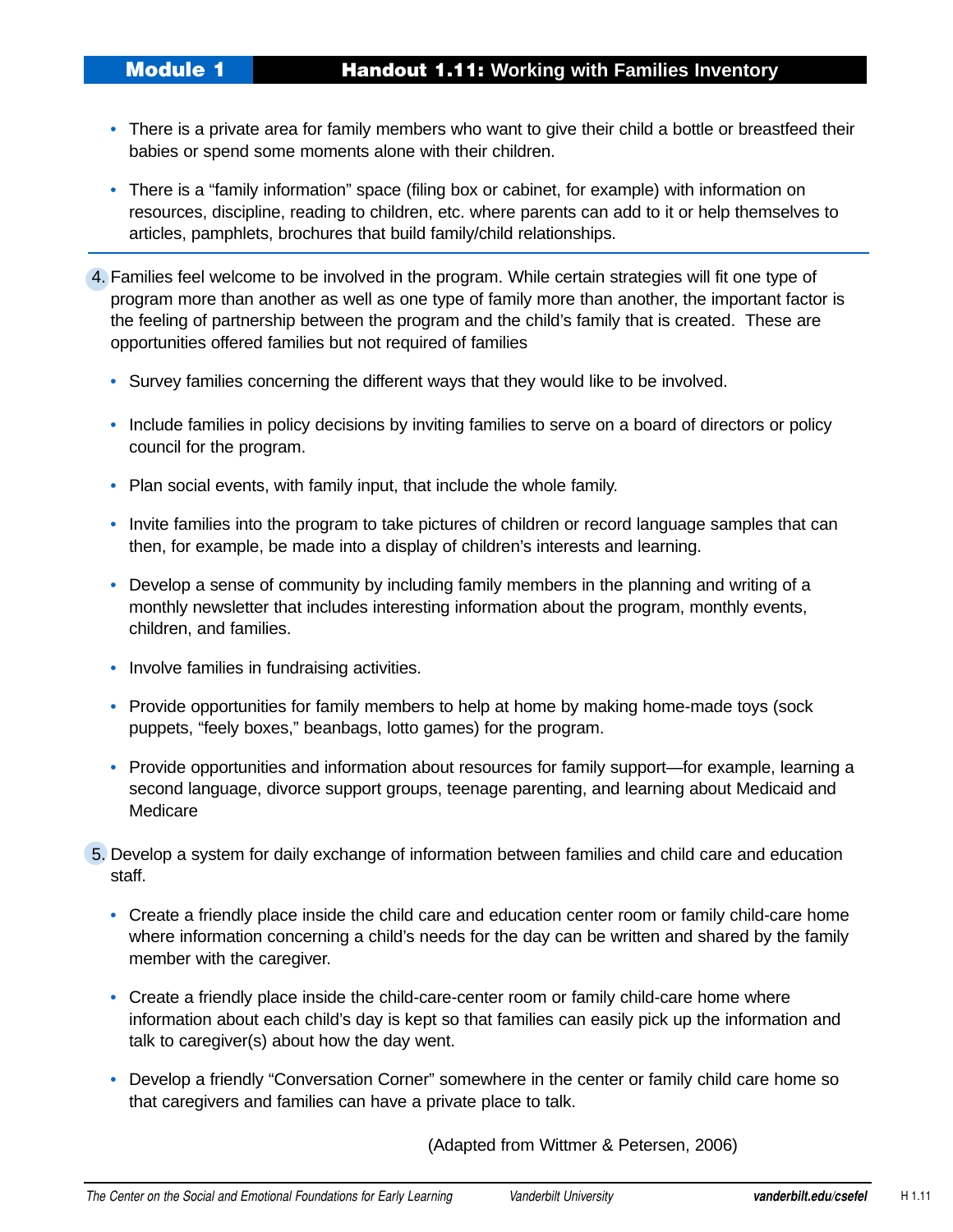- There is a private area for family members who want to give their child a bottle or breastfeed their babies or spend some moments alone with their children.
- There is a "family information" space (filing box or cabinet, for example) with information on resources, discipline, reading to children, etc. where parents can add to it or help themselves to articles, pamphlets, brochures that build family/child relationships.

---

4. Families feel welcome to be involved in the program. While certain strategies will fit one type of program more than another as well as one type of family more than another, the important factor is the feeling of partnership between the program and the child's family that is created. These are opportunities offered families but not required of families

   - Survey families concerning the different ways that they would like to be involved.
   - Include families in policy decisions by inviting families to serve on a board of directors or policy council for the program.
   - Plan social events, with family input, that include the whole family.
   - Invite families into the program to take pictures of children or record language samples that can then, for example, be made into a display of children's interests and learning.
   - Develop a sense of community by including family members in the planning and writing of a monthly newsletter that includes interesting information about the program, monthly events, children, and families.
   - Involve families in fundraising activities.
   - Provide opportunities for family members to help at home by making home-made toys (sock puppets, "feely boxes," beanbags, lotto games) for the program.
   - Provide opportunities and information about resources for family support—for example, learning a second language, divorce support groups, teenage parenting, and learning about Medicaid and Medicare

5. Develop a system for daily exchange of information between families and child care and education staff.

   - Create a friendly place inside the child care and education center room or family child-care home where information concerning a child's needs for the day can be written and shared by the family member with the caregiver.
   - Create a friendly place inside the child-care-center room or family child-care home where information about each child's day is kept so that families can easily pick up the information and talk to caregiver(s) about how the day went.
   - Develop a friendly "Conversation Corner" somewhere in the center or family child care home so that caregivers and families can have a private place to talk.

(Adapted from Wittmer & Petersen, 2006)